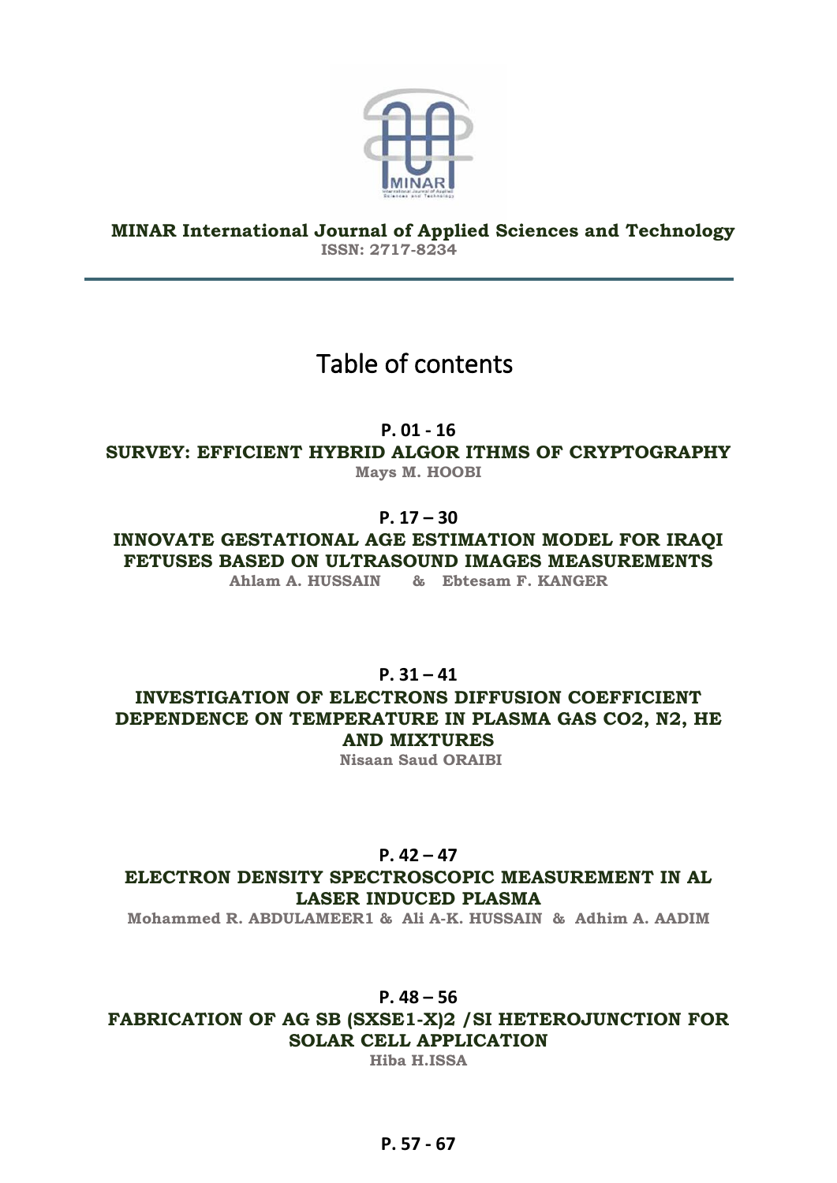**MINAR International Journal of Applied Sciences and Technology**

**ISSN: 2717-8234**

# Table of contents

**P. 01 - 16**

**SURVEY: EFFICIENT HYBRID ALGOR ITHMS OF CRYPTOGRAPHY**

**Mays M. HOOBI**

**P. 17 – 30**

**INNOVATE GESTATIONAL AGE ESTIMATION MODEL FOR IRAQI FETUSES BASED ON ULTRASOUND IMAGES MEASUREMENTS**

**Ahlam A. HUSSAIN & Ebtesam F. KANGER**

**P. 31 – 41**

**INVESTIGATION OF ELECTRONS DIFFUSION COEFFICIENT DEPENDENCE ON TEMPERATURE IN PLASMA GAS CO2, N2, HE AND MIXTURES**

**Nisaan Saud ORAIBI**

**P. 42 – 47**

**ELECTRON DENSITY SPECTROSCOPIC MEASUREMENT IN AL LASER INDUCED PLASMA**

**Mohammed R. ABDULAMEER1 & Ali A-K. HUSSAIN & Adhim A. AADIM**

**P. 48 – 56**

**FABRICATION OF AG SB (SXSE1-X)2 /SI HETEROJUNCTION FOR SOLAR CELL APPLICATION**

**Hiba H.ISSA**

**P. 57 - 67**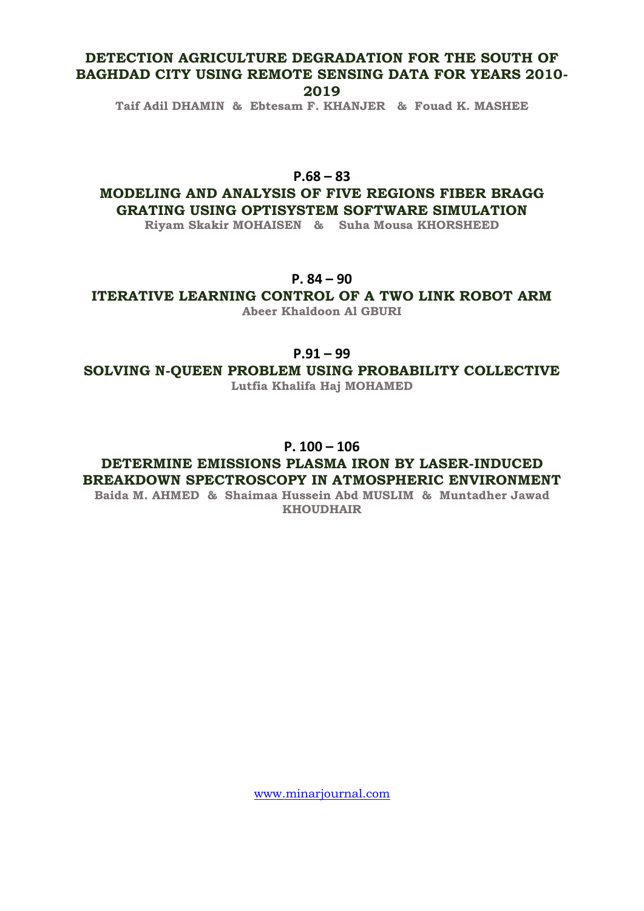**DETECTION AGRICULTURE DEGRADATION FOR THE SOUTH OF BAGHDAD CITY USING REMOTE SENSING DATA FOR YEARS 2010-2019**

Taif Adil DHAMIN & Ebtesam F. KHANJER & Fouad K. MASHEE

**P.68 – 83**

**MODELING AND ANALYSIS OF FIVE REGIONS FIBER BRAGG GRATING USING OPTISYSTEM SOFTWARE SIMULATION**

Riyam Skakir MOHAISEN & Suha Mousa KHORSHEED

**P. 84 – 90**

**ITERATIVE LEARNING CONTROL OF A TWO LINK ROBOT ARM**

Abeer Khaldoon Al GBURI

**P.91 – 99**

**SOLVING N-QUEEN PROBLEM USING PROBABILITY COLLECTIVE**

Lutfia Khalifa Haj MOHAMED

**P. 100 – 106**

**DETERMINE EMISSIONS PLASMA IRON BY LASER-INDUCED BREAKDOWN SPECTROSCOPY IN ATMOSPHERIC ENVIRONMENT**

Baida M. AHMED & Shaimaa Hussein Abd MUSLIM & Muntadher Jawad KHOUDHAIR

www.minarjournal.com